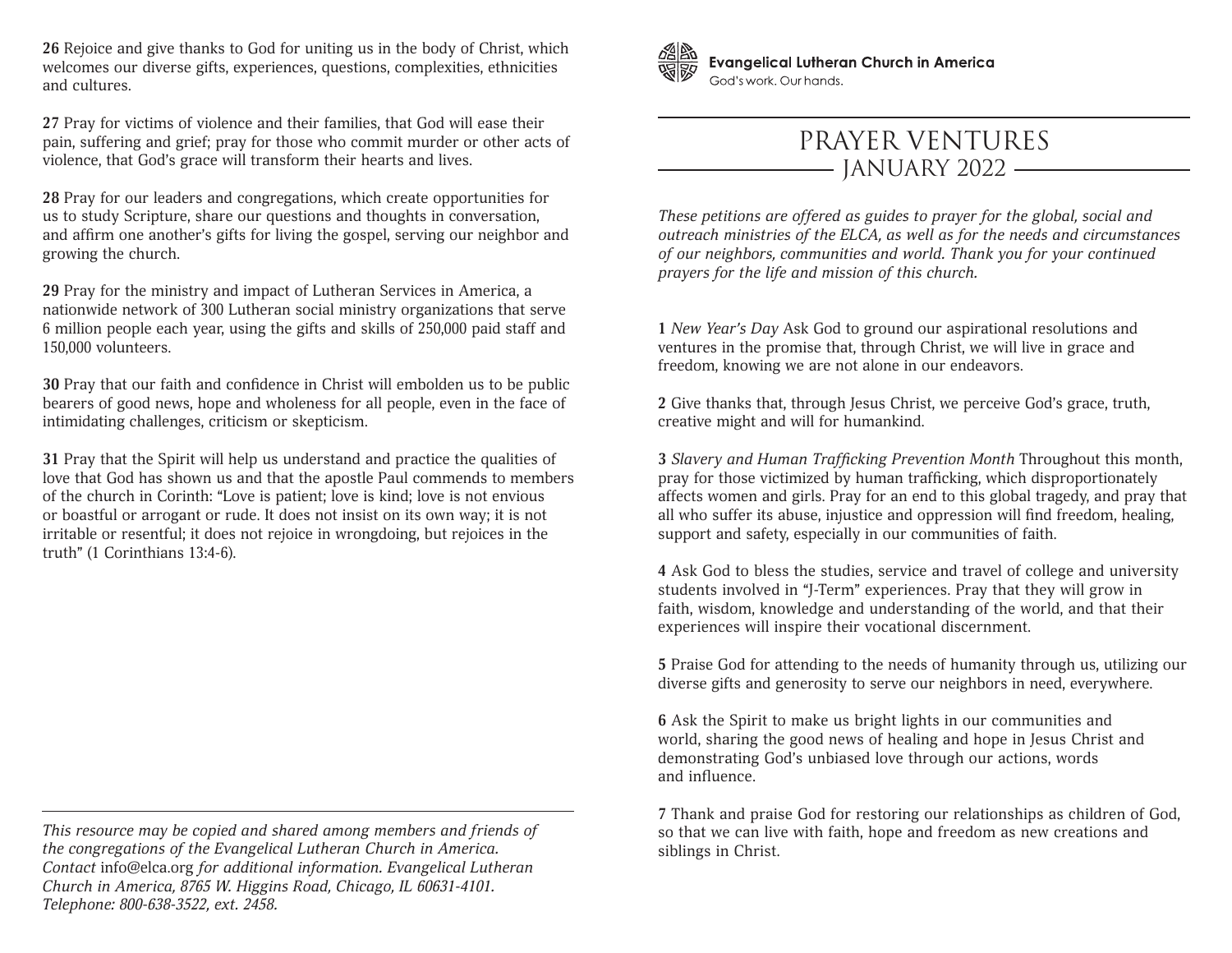**Evangelical Lutheran Church in America**
God's work. Our hands.

# PRAYER VENTURES
## JANUARY 2022

*These petitions are offered as guides to prayer for the global, social and outreach ministries of the ELCA, as well as for the needs and circumstances of our neighbors, communities and world. Thank you for your continued prayers for the life and mission of this church.*

**1** *New Year's Day* Ask God to ground our aspirational resolutions and ventures in the promise that, through Christ, we will live in grace and freedom, knowing we are not alone in our endeavors.

**2** Give thanks that, through Jesus Christ, we perceive God's grace, truth, creative might and will for humankind.

**3** *Slavery and Human Trafficking Prevention Month* Throughout this month, pray for those victimized by human trafficking, which disproportionately affects women and girls. Pray for an end to this global tragedy, and pray that all who suffer its abuse, injustice and oppression will find freedom, healing, support and safety, especially in our communities of faith.

**4** Ask God to bless the studies, service and travel of college and university students involved in "J-Term" experiences. Pray that they will grow in faith, wisdom, knowledge and understanding of the world, and that their experiences will inspire their vocational discernment.

**5** Praise God for attending to the needs of humanity through us, utilizing our diverse gifts and generosity to serve our neighbors in need, everywhere.

**6** Ask the Spirit to make us bright lights in our communities and world, sharing the good news of healing and hope in Jesus Christ and demonstrating God's unbiased love through our actions, words and influence.

**7** Thank and praise God for restoring our relationships as children of God, so that we can live with faith, hope and freedom as new creations and siblings in Christ.

**26** Rejoice and give thanks to God for uniting us in the body of Christ, which welcomes our diverse gifts, experiences, questions, complexities, ethnicities and cultures.

**27** Pray for victims of violence and their families, that God will ease their pain, suffering and grief; pray for those who commit murder or other acts of violence, that God's grace will transform their hearts and lives.

**28** Pray for our leaders and congregations, which create opportunities for us to study Scripture, share our questions and thoughts in conversation, and affirm one another's gifts for living the gospel, serving our neighbor and growing the church.

**29** Pray for the ministry and impact of Lutheran Services in America, a nationwide network of 300 Lutheran social ministry organizations that serve 6 million people each year, using the gifts and skills of 250,000 paid staff and 150,000 volunteers.

**30** Pray that our faith and confidence in Christ will embolden us to be public bearers of good news, hope and wholeness for all people, even in the face of intimidating challenges, criticism or skepticism.

**31** Pray that the Spirit will help us understand and practice the qualities of love that God has shown us and that the apostle Paul commends to members of the church in Corinth: "Love is patient; love is kind; love is not envious or boastful or arrogant or rude. It does not insist on its own way; it is not irritable or resentful; it does not rejoice in wrongdoing, but rejoices in the truth" (1 Corinthians 13:4-6).

---

*This resource may be copied and shared among members and friends of the congregations of the Evangelical Lutheran Church in America. Contact* info@elca.org *for additional information. Evangelical Lutheran Church in America, 8765 W. Higgins Road, Chicago, IL 60631-4101. Telephone: 800-638-3522, ext. 2458.*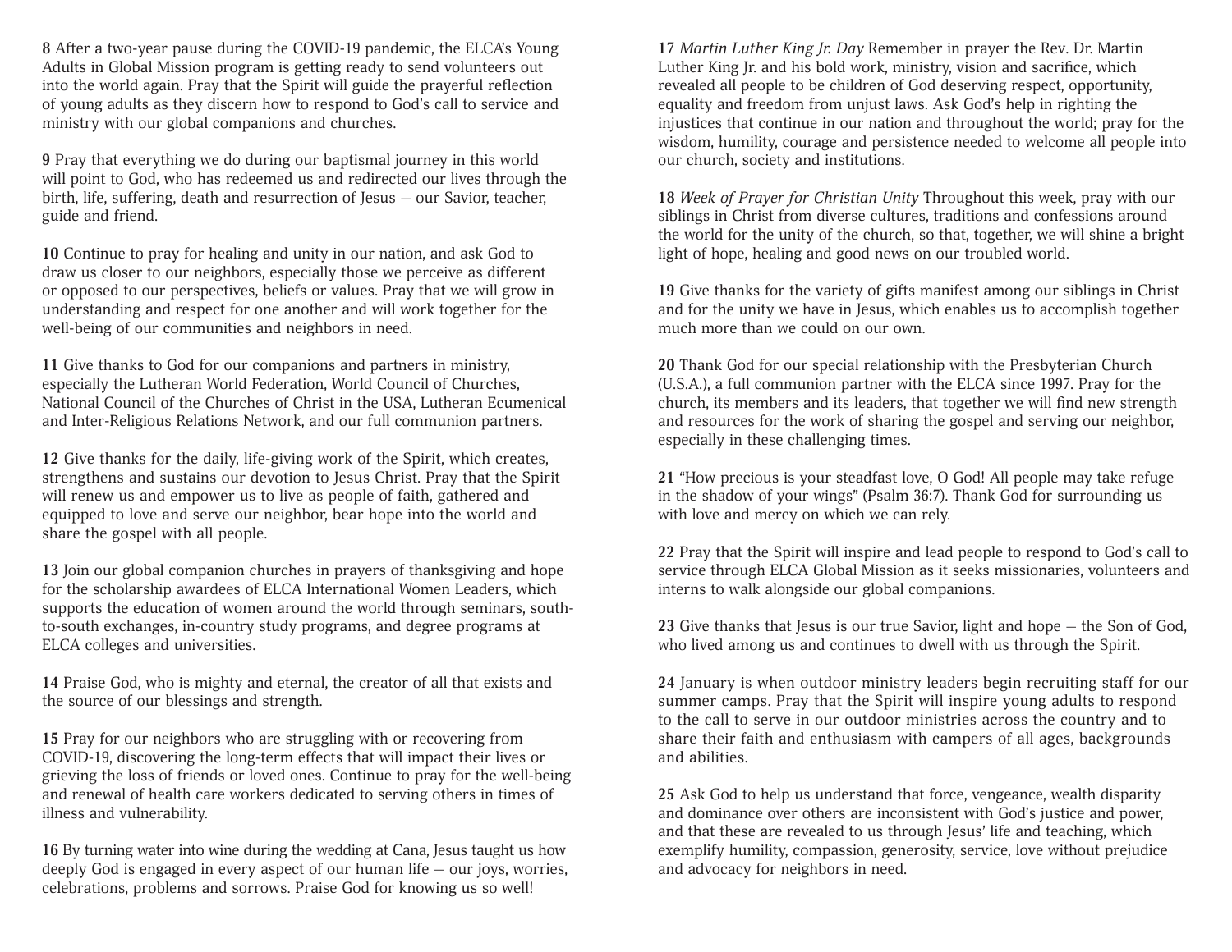**8** After a two-year pause during the COVID-19 pandemic, the ELCA's Young Adults in Global Mission program is getting ready to send volunteers out into the world again. Pray that the Spirit will guide the prayerful reflection of young adults as they discern how to respond to God's call to service and ministry with our global companions and churches.

**9** Pray that everything we do during our baptismal journey in this world will point to God, who has redeemed us and redirected our lives through the birth, life, suffering, death and resurrection of Jesus — our Savior, teacher, guide and friend.

**10** Continue to pray for healing and unity in our nation, and ask God to draw us closer to our neighbors, especially those we perceive as different or opposed to our perspectives, beliefs or values. Pray that we will grow in understanding and respect for one another and will work together for the well-being of our communities and neighbors in need.

**11** Give thanks to God for our companions and partners in ministry, especially the Lutheran World Federation, World Council of Churches, National Council of the Churches of Christ in the USA, Lutheran Ecumenical and Inter-Religious Relations Network, and our full communion partners.

**12** Give thanks for the daily, life-giving work of the Spirit, which creates, strengthens and sustains our devotion to Jesus Christ. Pray that the Spirit will renew us and empower us to live as people of faith, gathered and equipped to love and serve our neighbor, bear hope into the world and share the gospel with all people.

**13** Join our global companion churches in prayers of thanksgiving and hope for the scholarship awardees of ELCA International Women Leaders, which supports the education of women around the world through seminars, south-to-south exchanges, in-country study programs, and degree programs at ELCA colleges and universities.

**14** Praise God, who is mighty and eternal, the creator of all that exists and the source of our blessings and strength.

**15** Pray for our neighbors who are struggling with or recovering from COVID-19, discovering the long-term effects that will impact their lives or grieving the loss of friends or loved ones. Continue to pray for the well-being and renewal of health care workers dedicated to serving others in times of illness and vulnerability.

**16** By turning water into wine during the wedding at Cana, Jesus taught us how deeply God is engaged in every aspect of our human life — our joys, worries, celebrations, problems and sorrows. Praise God for knowing us so well!

**17** *Martin Luther King Jr. Day* Remember in prayer the Rev. Dr. Martin Luther King Jr. and his bold work, ministry, vision and sacrifice, which revealed all people to be children of God deserving respect, opportunity, equality and freedom from unjust laws. Ask God's help in righting the injustices that continue in our nation and throughout the world; pray for the wisdom, humility, courage and persistence needed to welcome all people into our church, society and institutions.

**18** *Week of Prayer for Christian Unity* Throughout this week, pray with our siblings in Christ from diverse cultures, traditions and confessions around the world for the unity of the church, so that, together, we will shine a bright light of hope, healing and good news on our troubled world.

**19** Give thanks for the variety of gifts manifest among our siblings in Christ and for the unity we have in Jesus, which enables us to accomplish together much more than we could on our own.

**20** Thank God for our special relationship with the Presbyterian Church (U.S.A.), a full communion partner with the ELCA since 1997. Pray for the church, its members and its leaders, that together we will find new strength and resources for the work of sharing the gospel and serving our neighbor, especially in these challenging times.

**21** "How precious is your steadfast love, O God! All people may take refuge in the shadow of your wings" (Psalm 36:7). Thank God for surrounding us with love and mercy on which we can rely.

**22** Pray that the Spirit will inspire and lead people to respond to God's call to service through ELCA Global Mission as it seeks missionaries, volunteers and interns to walk alongside our global companions.

**23** Give thanks that Jesus is our true Savior, light and hope — the Son of God, who lived among us and continues to dwell with us through the Spirit.

**24** January is when outdoor ministry leaders begin recruiting staff for our summer camps. Pray that the Spirit will inspire young adults to respond to the call to serve in our outdoor ministries across the country and to share their faith and enthusiasm with campers of all ages, backgrounds and abilities.

**25** Ask God to help us understand that force, vengeance, wealth disparity and dominance over others are inconsistent with God's justice and power, and that these are revealed to us through Jesus' life and teaching, which exemplify humility, compassion, generosity, service, love without prejudice and advocacy for neighbors in need.